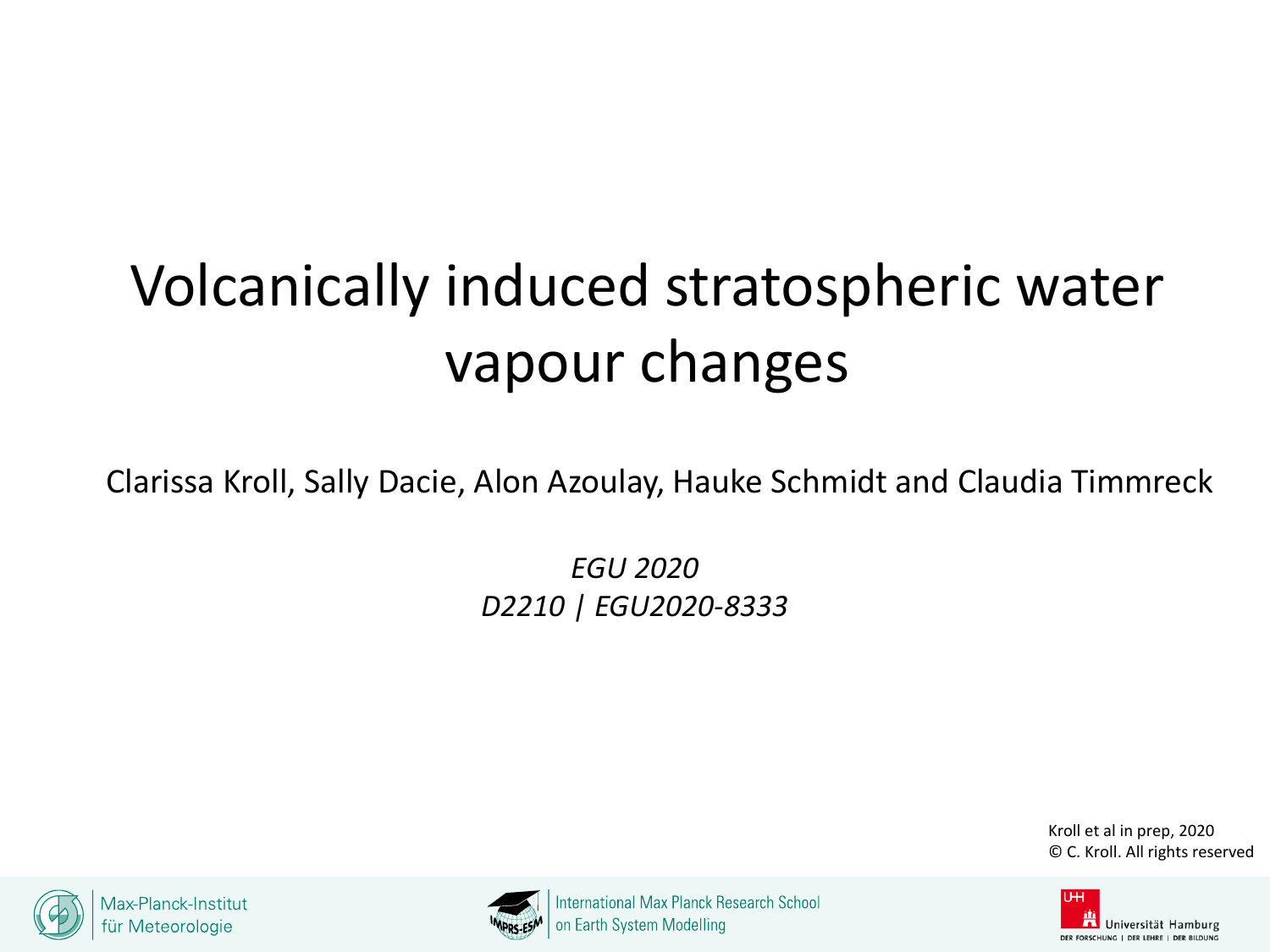# Volcanically induced stratospheric water vapour changes

Clarissa Kroll, Sally Dacie, Alon Azoulay, Hauke Schmidt and Claudia Timmreck

*EGU 2020*
*D2210 | EGU2020-8333*

Kroll et al in prep, 2020
© C. Kroll. All rights reserved

Max-Planck-Institut für Meteorologie

International Max Planck Research School on Earth System Modelling

Universität Hamburg
DER FORSCHUNG | DER LEHRE | DER BILDUNG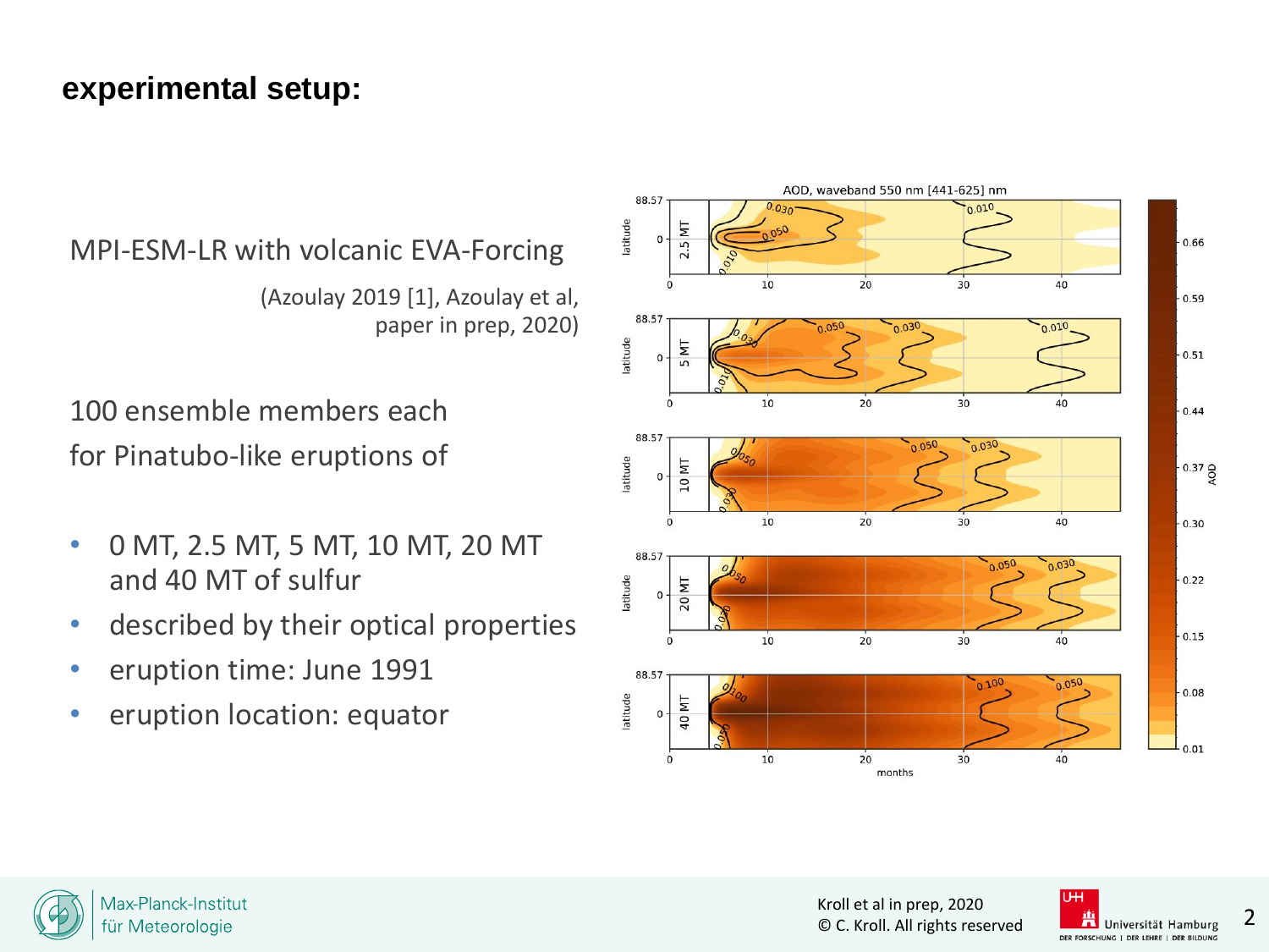# experimental setup:

MPI-ESM-LR with volcanic EVA-Forcing

(Azoulay 2019 [1], Azoulay et al, paper in prep, 2020)

100 ensemble members each for Pinatubo-like eruptions of

- 0 MT, 2.5 MT, 5 MT, 10 MT, 20 MT and 40 MT of sulfur
- described by their optical properties
- eruption time: June 1991
- eruption location: equator

Kroll et al in prep, 2020
© C. Kroll. All rights reserved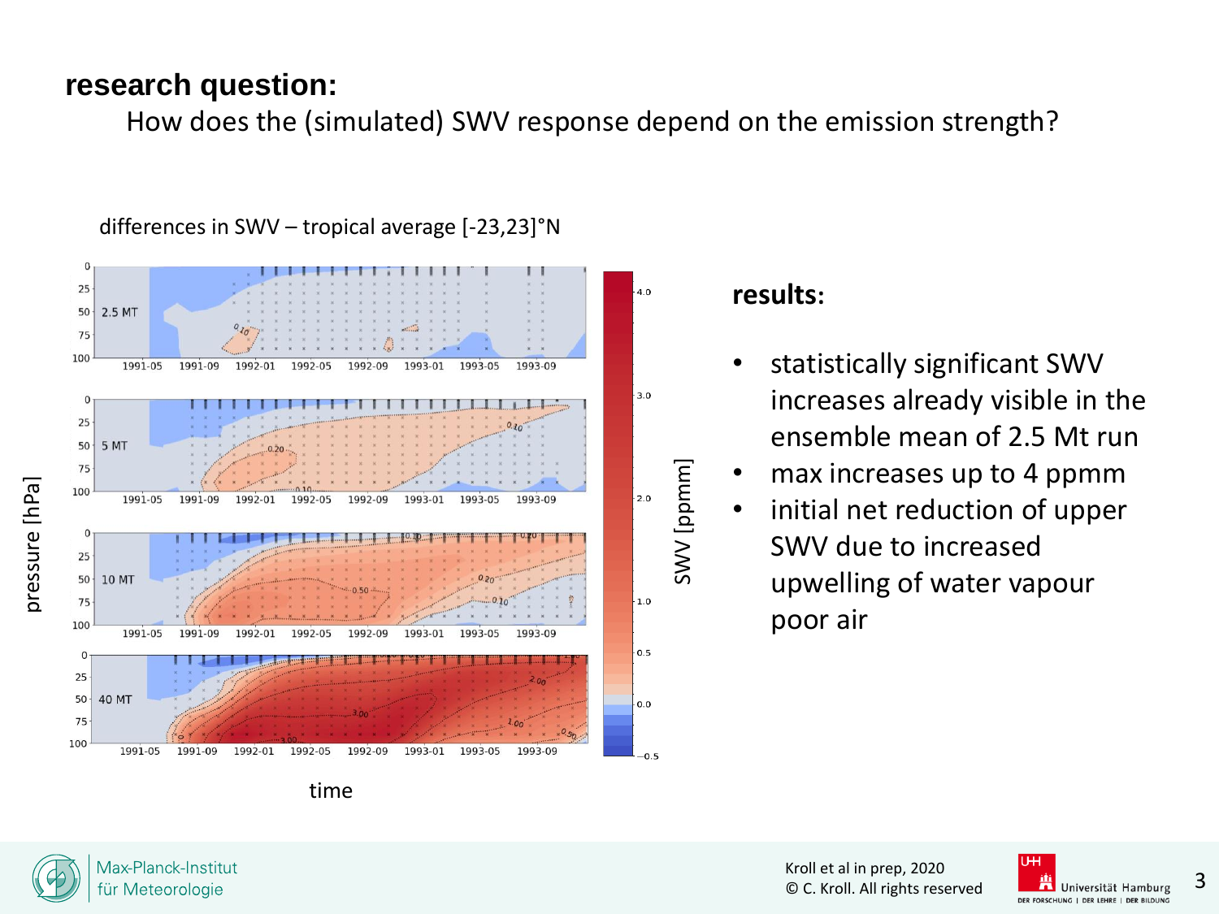## research question:

How does the (simulated) SWV response depend on the emission strength?

differences in SWV – tropical average [-23,23]°N

## results:

- statistically significant SWV increases already visible in the ensemble mean of 2.5 Mt run
- max increases up to 4 ppmm
- initial net reduction of upper SWV due to increased upwelling of water vapour poor air

Kroll et al in prep, 2020
© C. Kroll. All rights reserved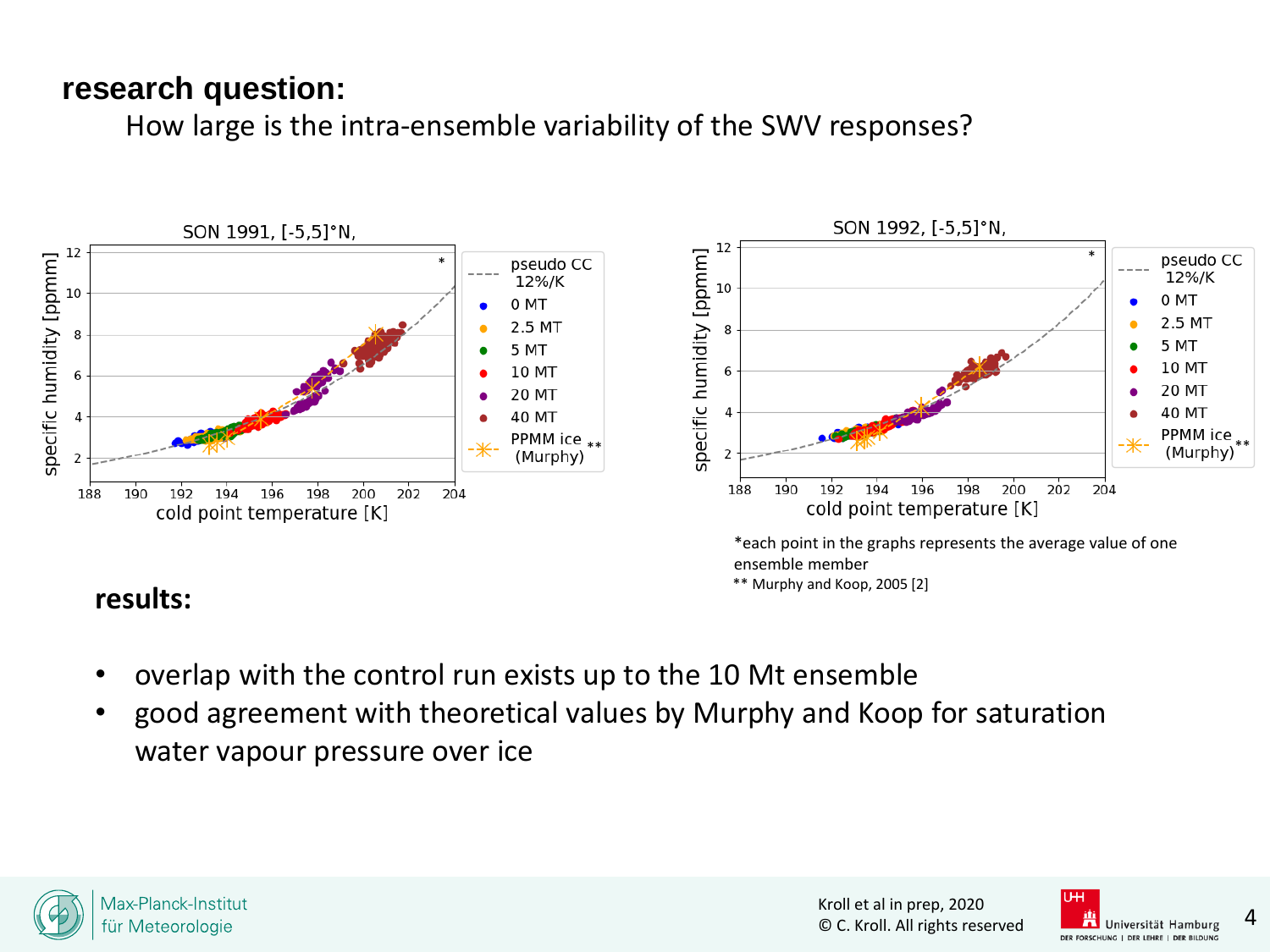**research question:**

How large is the intra-ensemble variability of the SWV responses?

*each point in the graphs represents the average value of one ensemble member

** Murphy and Koop, 2005 [2]

**results:**

- overlap with the control run exists up to the 10 Mt ensemble
- good agreement with theoretical values by Murphy and Koop for saturation water vapour pressure over ice

Kroll et al in prep, 2020
© C. Kroll. All rights reserved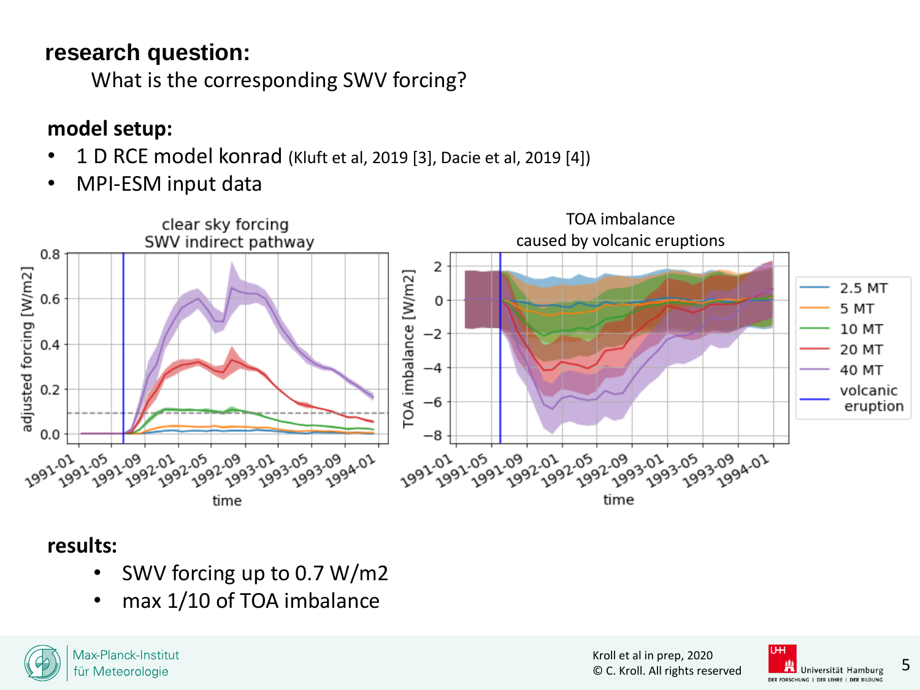**research question:**

What is the corresponding SWV forcing?

**model setup:**

- 1 D RCE model konrad (Kluft et al, 2019 [3], Dacie et al, 2019 [4])
- MPI-ESM input data

**results:**

- SWV forcing up to 0.7 W/m2
- max 1/10 of TOA imbalance

Kroll et al in prep, 2020
© C. Kroll. All rights reserved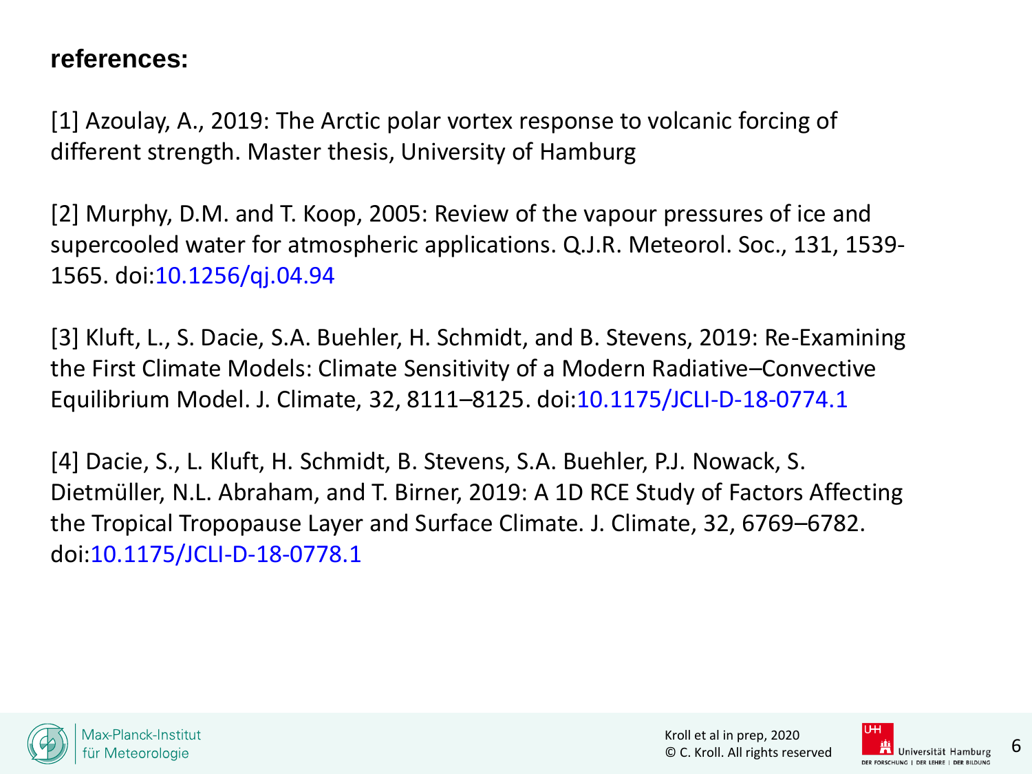**references:**

[1] Azoulay, A., 2019: The Arctic polar vortex response to volcanic forcing of different strength. Master thesis, University of Hamburg

[2] Murphy, D.M. and T. Koop, 2005: Review of the vapour pressures of ice and supercooled water for atmospheric applications. Q.J.R. Meteorol. Soc., 131, 1539-1565. doi:10.1256/qj.04.94

[3] Kluft, L., S. Dacie, S.A. Buehler, H. Schmidt, and B. Stevens, 2019: Re-Examining the First Climate Models: Climate Sensitivity of a Modern Radiative–Convective Equilibrium Model. J. Climate, 32, 8111–8125. doi:10.1175/JCLI-D-18-0774.1

[4] Dacie, S., L. Kluft, H. Schmidt, B. Stevens, S.A. Buehler, P.J. Nowack, S. Dietmüller, N.L. Abraham, and T. Birner, 2019: A 1D RCE Study of Factors Affecting the Tropical Tropopause Layer and Surface Climate. J. Climate, 32, 6769–6782. doi:10.1175/JCLI-D-18-0778.1

Kroll et al in prep, 2020
© C. Kroll. All rights reserved